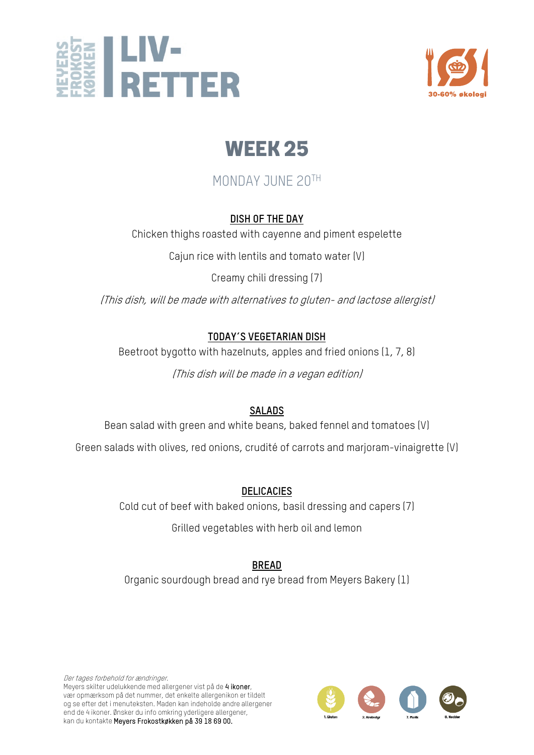MEYERS FROKOST KØKKEN | LIV-RETTER

30-60% økologi

# WEEK 25

MONDAY JUNE 20TH

## DISH OF THE DAY

Chicken thighs roasted with cayenne and piment espelette

Cajun rice with lentils and tomato water (V)

Creamy chili dressing (7)

*(This dish, will be made with alternatives to gluten- and lactose allergist)*

## TODAY´S VEGETARIAN DISH

Beetroot bygotto with hazelnuts, apples and fried onions (1, 7, 8)

*(This dish will be made in a vegan edition)*

## SALADS

Bean salad with green and white beans, baked fennel and tomatoes (V)

Green salads with olives, red onions, crudité of carrots and marjoram-vinaigrette (V)

## DELICACIES

Cold cut of beef with baked onions, basil dressing and capers (7)

Grilled vegetables with herb oil and lemon

## BREAD

Organic sourdough bread and rye bread from Meyers Bakery (1)

*Der tages forbehold for ændringer.*
Meyers skilter udelukkende med allergener vist på de **4 ikoner**, vær opmærksom på det nummer, det enkelte allergenikon er tildelt og se efter det i menuteksten. Maden kan indeholde andre allergener end de 4 ikoner. Ønsker du info omkring yderligere allergener, kan du kontakte **Meyers Frokostkøkken på 39 18 69 00.**

1. Gluten 2. Krebsdyr 7. Mælk 8. Nødder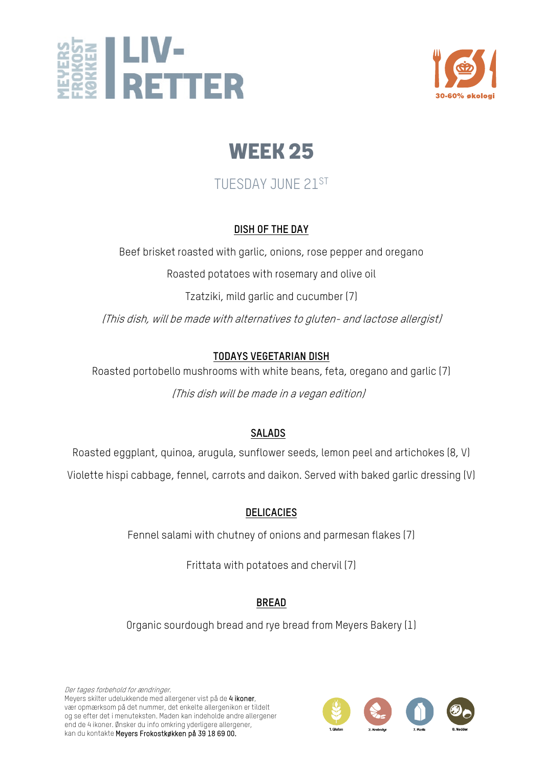# MEYERS FROKOST KØKKEN | LIV-RETTER

30-60% økologi

## WEEK 25

TUESDAY JUNE 21ST

### DISH OF THE DAY

Beef brisket roasted with garlic, onions, rose pepper and oregano

Roasted potatoes with rosemary and olive oil

Tzatziki, mild garlic and cucumber (7)

*(This dish, will be made with alternatives to gluten- and lactose allergist)*

### TODAYS VEGETARIAN DISH

Roasted portobello mushrooms with white beans, feta, oregano and garlic (7)

*(This dish will be made in a vegan edition)*

### SALADS

Roasted eggplant, quinoa, arugula, sunflower seeds, lemon peel and artichokes (8, V)

Violette hispi cabbage, fennel, carrots and daikon. Served with baked garlic dressing (V)

### DELICACIES

Fennel salami with chutney of onions and parmesan flakes (7)

Frittata with potatoes and chervil (7)

### BREAD

Organic sourdough bread and rye bread from Meyers Bakery (1)

*Der tages forbehold for ændringer.*
Meyers skilter udelukkende med allergener vist på de **4 ikoner**, vær opmærksom på det nummer, det enkelte allergenikon er tildelt og se efter det i menuteksten. Maden kan indeholde andre allergener end de 4 ikoner. Ønsker du info omkring yderligere allergener, kan du kontakte **Meyers Frokostkøkken på 39 18 69 00.**

1. Gluten 2. Krebsdyr 7. Mælk 8. Nødder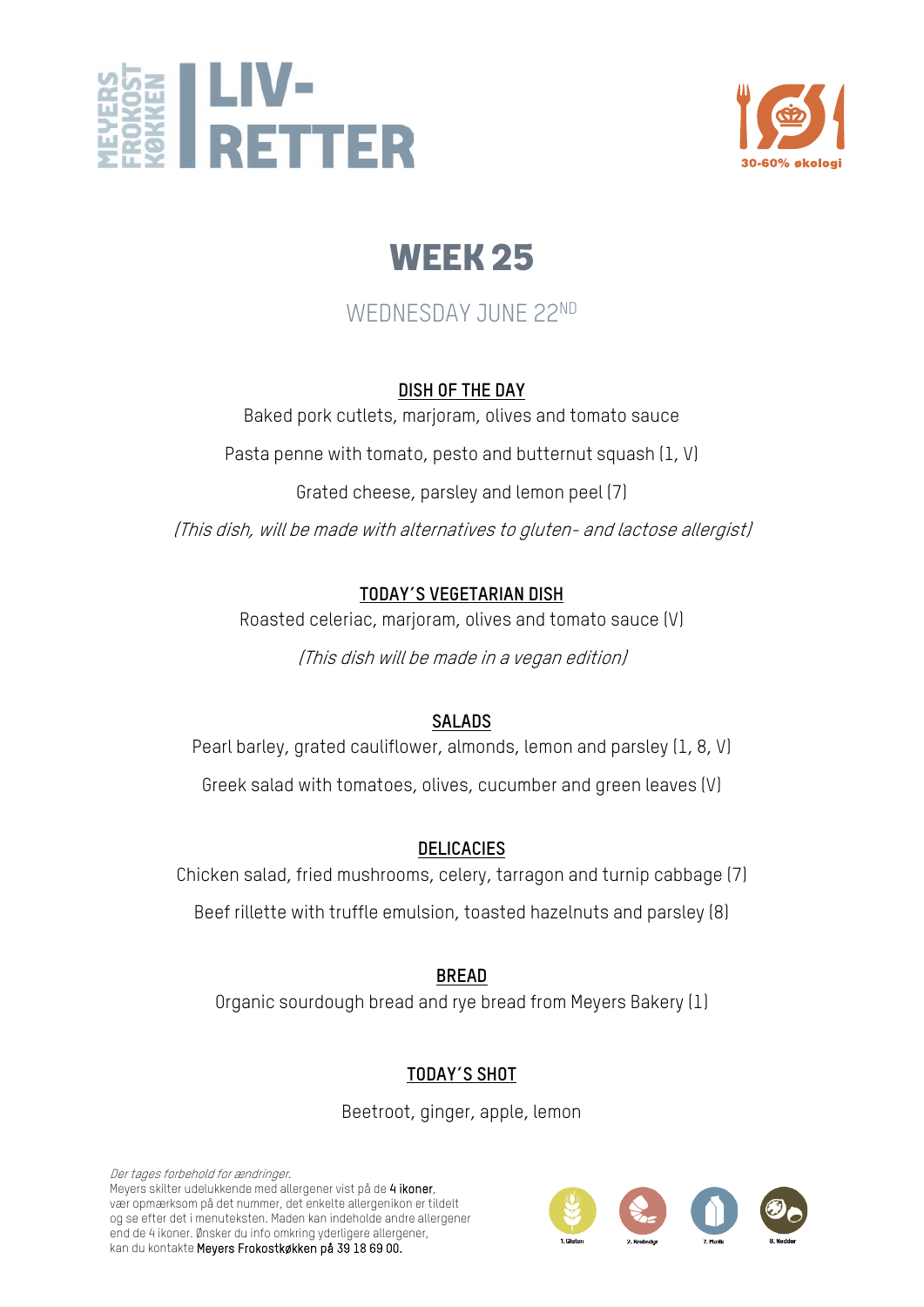MEYERS FROKOST KØKKEN | LIV-RETTER

30-60% økologi

# WEEK 25

## WEDNESDAY JUNE 22ND

### DISH OF THE DAY

Baked pork cutlets, marjoram, olives and tomato sauce

Pasta penne with tomato, pesto and butternut squash (1, V)

Grated cheese, parsley and lemon peel (7)

*(This dish, will be made with alternatives to gluten- and lactose allergist)*

### TODAY'S VEGETARIAN DISH

Roasted celeriac, marjoram, olives and tomato sauce (V)

*(This dish will be made in a vegan edition)*

### SALADS

Pearl barley, grated cauliflower, almonds, lemon and parsley (1, 8, V)

Greek salad with tomatoes, olives, cucumber and green leaves (V)

### DELICACIES

Chicken salad, fried mushrooms, celery, tarragon and turnip cabbage (7)

Beef rillette with truffle emulsion, toasted hazelnuts and parsley (8)

### BREAD

Organic sourdough bread and rye bread from Meyers Bakery (1)

### TODAY'S SHOT

Beetroot, ginger, apple, lemon

*Der tages forbehold for ændringer.*
Meyers skilter udelukkende med allergener vist på de **4 ikoner**, vær opmærksom på det nummer, det enkelte allergenikon er tildelt og se efter det i menuteksten. Maden kan indeholde andre allergener end de 4 ikoner. Ønsker du info omkring yderligere allergener, kan du kontakte **Meyers Frokostkøkken på 39 18 69 00.**

1. Gluten 2. Krebsdyr 7. Mælk 8. Nødder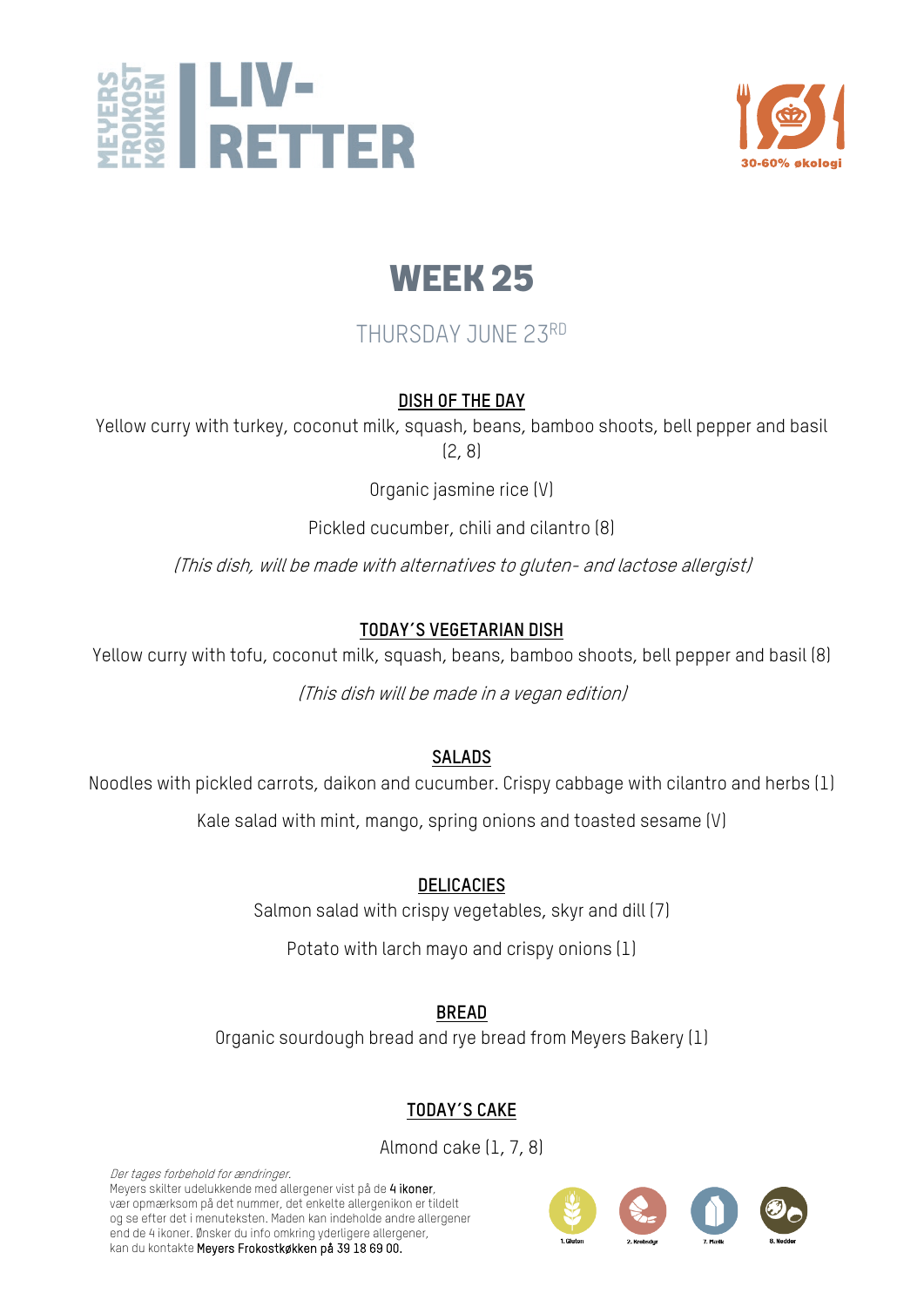MEYERS FROKOST KØKKEN | LIV-RETTER

30-60% økologi

# WEEK 25

THURSDAY JUNE 23RD

## DISH OF THE DAY

Yellow curry with turkey, coconut milk, squash, beans, bamboo shoots, bell pepper and basil (2, 8)

Organic jasmine rice (V)

Pickled cucumber, chili and cilantro (8)

*(This dish, will be made with alternatives to gluten- and lactose allergist)*

## TODAY´S VEGETARIAN DISH

Yellow curry with tofu, coconut milk, squash, beans, bamboo shoots, bell pepper and basil (8)

*(This dish will be made in a vegan edition)*

## SALADS

Noodles with pickled carrots, daikon and cucumber. Crispy cabbage with cilantro and herbs (1)

Kale salad with mint, mango, spring onions and toasted sesame (V)

## DELICACIES

Salmon salad with crispy vegetables, skyr and dill (7)

Potato with larch mayo and crispy onions (1)

## BREAD

Organic sourdough bread and rye bread from Meyers Bakery (1)

## TODAY´S CAKE

Almond cake (1, 7, 8)

*Der tages forbehold for ændringer.*
Meyers skilter udelukkende med allergener vist på de **4 ikoner**, vær opmærksom på det nummer, det enkelte allergenikon er tildelt og se efter det i menuteksten. Maden kan indeholde andre allergener end de 4 ikoner. Ønsker du info omkring yderligere allergener, kan du kontakte **Meyers Frokostkøkken på 39 18 69 00.**

1. Gluten 2. Krebsdyr 7. Mælk 8. Nødder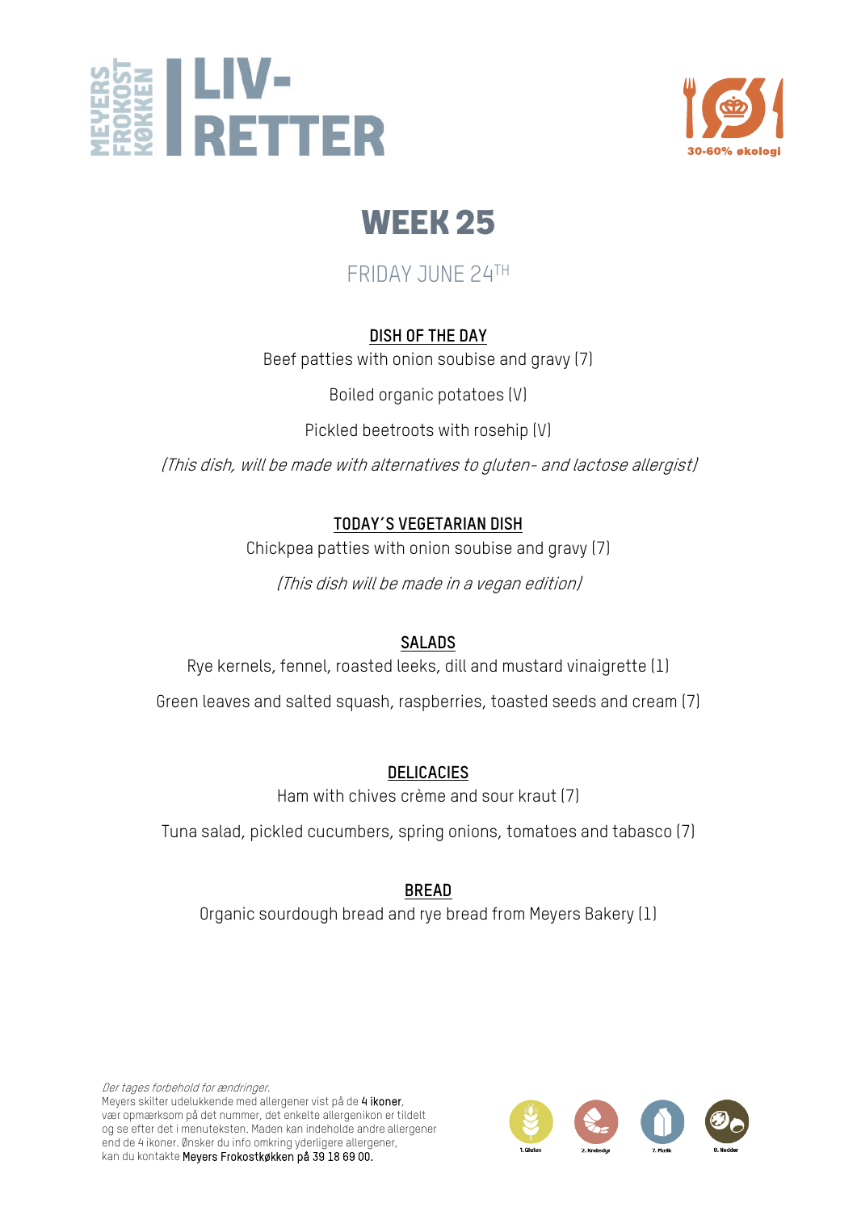MEYERS FROKOST KØKKEN | LIV-RETTER

30-60% økologi

# WEEK 25

## FRIDAY JUNE 24TH

**DISH OF THE DAY**

Beef patties with onion soubise and gravy (7)

Boiled organic potatoes (V)

Pickled beetroots with rosehip (V)

*(This dish, will be made with alternatives to gluten- and lactose allergist)*

**TODAY´S VEGETARIAN DISH**

Chickpea patties with onion soubise and gravy (7)

*(This dish will be made in a vegan edition)*

**SALADS**

Rye kernels, fennel, roasted leeks, dill and mustard vinaigrette (1)

Green leaves and salted squash, raspberries, toasted seeds and cream (7)

**DELICACIES**

Ham with chives crème and sour kraut (7)

Tuna salad, pickled cucumbers, spring onions, tomatoes and tabasco (7)

**BREAD**

Organic sourdough bread and rye bread from Meyers Bakery (1)

*Der tages forbehold for ændringer.*
Meyers skilter udelukkende med allergener vist på de **4 ikoner**, vær opmærksom på det nummer, det enkelte allergenikon er tildelt og se efter det i menuteksten. Maden kan indeholde andre allergener end de 4 ikoner. Ønsker du info omkring yderligere allergener, kan du kontakte **Meyers Frokostkøkken på 39 18 69 00.**

1. Gluten 2. Krebsdyr 7. Mælk 8. Nødder